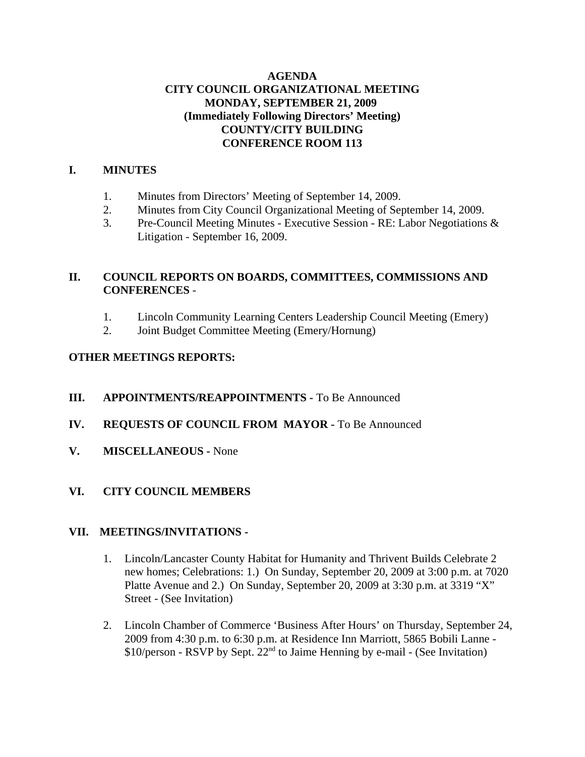# AGENDA
# CITY COUNCIL ORGANIZATIONAL MEETING
# MONDAY, SEPTEMBER 21, 2009
## (Immediately Following Directors' Meeting)
## COUNTY/CITY BUILDING
## CONFERENCE ROOM 113

## I. MINUTES

1. Minutes from Directors' Meeting of September 14, 2009.
2. Minutes from City Council Organizational Meeting of September 14, 2009.
3. Pre-Council Meeting Minutes - Executive Session - RE: Labor Negotiations & Litigation - September 16, 2009.

## II. COUNCIL REPORTS ON BOARDS, COMMITTEES, COMMISSIONS AND CONFERENCES -

1. Lincoln Community Learning Centers Leadership Council Meeting (Emery)
2. Joint Budget Committee Meeting (Emery/Hornung)

**OTHER MEETINGS REPORTS:**

## III. APPOINTMENTS/REAPPOINTMENTS - To Be Announced

## IV. REQUESTS OF COUNCIL FROM MAYOR - To Be Announced

## V. MISCELLANEOUS - None

## VI. CITY COUNCIL MEMBERS

## VII. MEETINGS/INVITATIONS -

1. Lincoln/Lancaster County Habitat for Humanity and Thrivent Builds Celebrate 2 new homes; Celebrations: 1.) On Sunday, September 20, 2009 at 3:00 p.m. at 7020 Platte Avenue and 2.) On Sunday, September 20, 2009 at 3:30 p.m. at 3319 "X" Street - (See Invitation)

2. Lincoln Chamber of Commerce 'Business After Hours' on Thursday, September 24, 2009 from 4:30 p.m. to 6:30 p.m. at Residence Inn Marriott, 5865 Bobili Lanne - $10/person - RSVP by Sept. 22nd to Jaime Henning by e-mail - (See Invitation)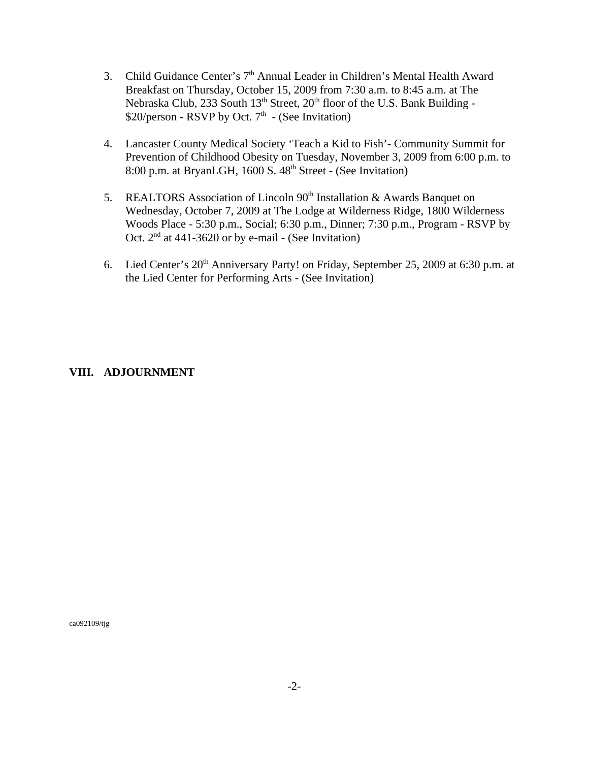3. Child Guidance Center's 7th Annual Leader in Children's Mental Health Award Breakfast on Thursday, October 15, 2009 from 7:30 a.m. to 8:45 a.m. at The Nebraska Club, 233 South 13th Street, 20th floor of the U.S. Bank Building - $20/person - RSVP by Oct. 7th - (See Invitation)

4. Lancaster County Medical Society 'Teach a Kid to Fish'- Community Summit for Prevention of Childhood Obesity on Tuesday, November 3, 2009 from 6:00 p.m. to 8:00 p.m. at BryanLGH, 1600 S. 48th Street - (See Invitation)

5. REALTORS Association of Lincoln 90th Installation & Awards Banquet on Wednesday, October 7, 2009 at The Lodge at Wilderness Ridge, 1800 Wilderness Woods Place - 5:30 p.m., Social; 6:30 p.m., Dinner; 7:30 p.m., Program - RSVP by Oct. 2nd at 441-3620 or by e-mail - (See Invitation)

6. Lied Center's 20th Anniversary Party! on Friday, September 25, 2009 at 6:30 p.m. at the Lied Center for Performing Arts - (See Invitation)

## VIII. ADJOURNMENT

ca092109/tjg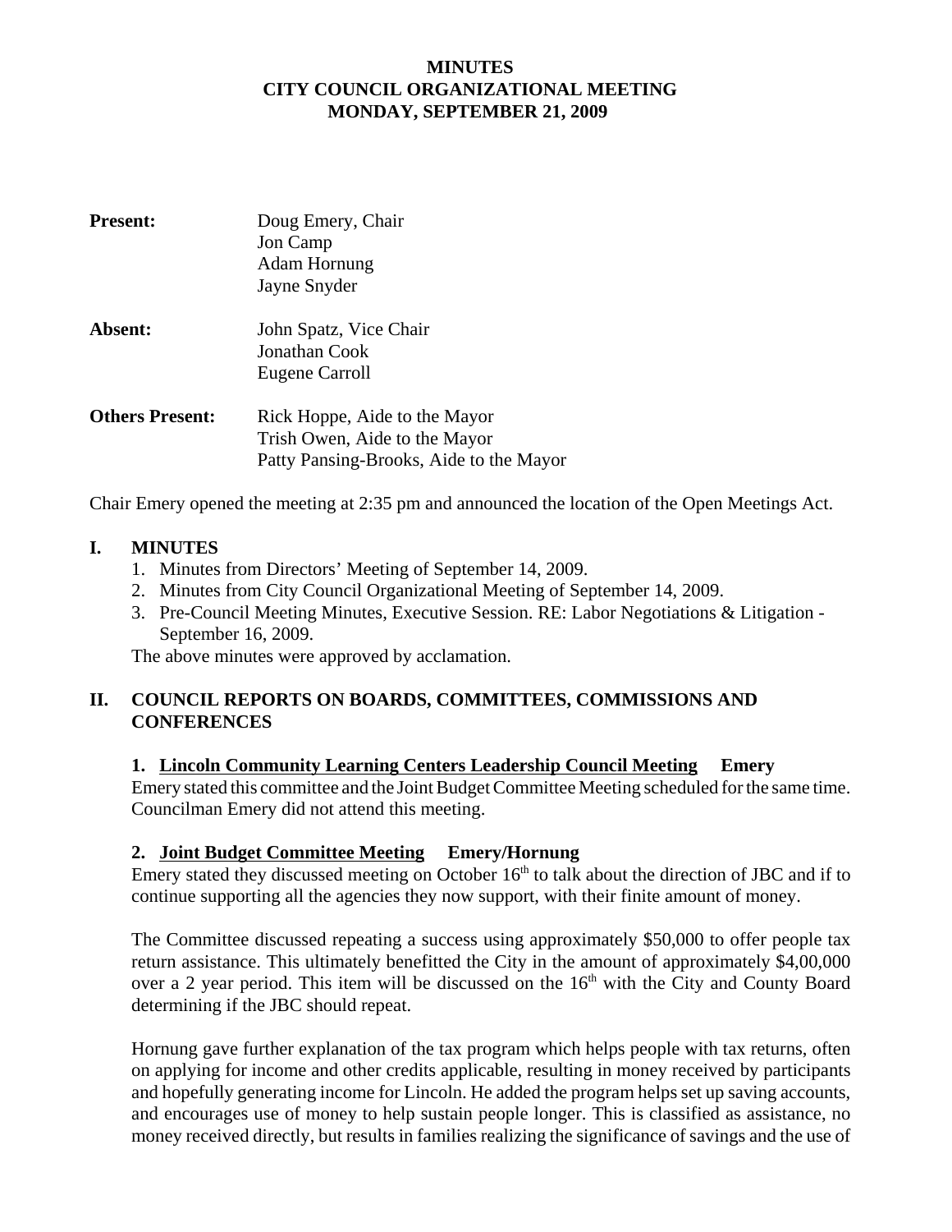**MINUTES**
**CITY COUNCIL ORGANIZATIONAL MEETING**
**MONDAY, SEPTEMBER 21, 2009**

**Present:** Doug Emery, Chair
Jon Camp
Adam Hornung
Jayne Snyder

**Absent:** John Spatz, Vice Chair
Jonathan Cook
Eugene Carroll

**Others Present:** Rick Hoppe, Aide to the Mayor
Trish Owen, Aide to the Mayor
Patty Pansing-Brooks, Aide to the Mayor

Chair Emery opened the meeting at 2:35 pm and announced the location of the Open Meetings Act.

## I. MINUTES

1. Minutes from Directors' Meeting of September 14, 2009.
2. Minutes from City Council Organizational Meeting of September 14, 2009.
3. Pre-Council Meeting Minutes, Executive Session. RE: Labor Negotiations & Litigation - September 16, 2009.

The above minutes were approved by acclamation.

## II. COUNCIL REPORTS ON BOARDS, COMMITTEES, COMMISSIONS AND CONFERENCES

**1. Lincoln Community Learning Centers Leadership Council Meeting Emery**

Emery stated this committee and the Joint Budget Committee Meeting scheduled for the same time. Councilman Emery did not attend this meeting.

**2. Joint Budget Committee Meeting Emery/Hornung**

Emery stated they discussed meeting on October 16th to talk about the direction of JBC and if to continue supporting all the agencies they now support, with their finite amount of money.

The Committee discussed repeating a success using approximately $50,000 to offer people tax return assistance. This ultimately benefitted the City in the amount of approximately $4,00,000 over a 2 year period. This item will be discussed on the 16th with the City and County Board determining if the JBC should repeat.

Hornung gave further explanation of the tax program which helps people with tax returns, often on applying for income and other credits applicable, resulting in money received by participants and hopefully generating income for Lincoln. He added the program helps set up saving accounts, and encourages use of money to help sustain people longer. This is classified as assistance, no money received directly, but results in families realizing the significance of savings and the use of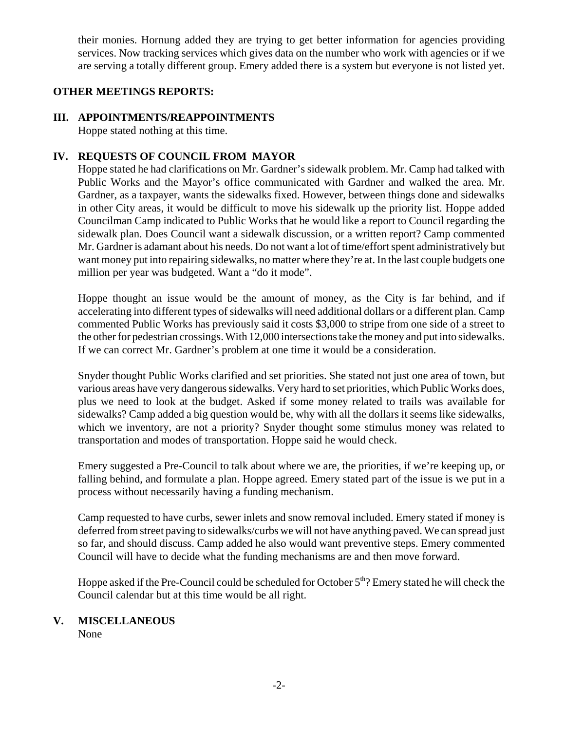their monies. Hornung added they are trying to get better information for agencies providing services. Now tracking services which gives data on the number who work with agencies or if we are serving a totally different group. Emery added there is a system but everyone is not listed yet.

**OTHER MEETINGS REPORTS:**

## III. APPOINTMENTS/REAPPOINTMENTS

Hoppe stated nothing at this time.

## IV. REQUESTS OF COUNCIL FROM MAYOR

Hoppe stated he had clarifications on Mr. Gardner's sidewalk problem. Mr. Camp had talked with Public Works and the Mayor's office communicated with Gardner and walked the area. Mr. Gardner, as a taxpayer, wants the sidewalks fixed. However, between things done and sidewalks in other City areas, it would be difficult to move his sidewalk up the priority list. Hoppe added Councilman Camp indicated to Public Works that he would like a report to Council regarding the sidewalk plan. Does Council want a sidewalk discussion, or a written report? Camp commented Mr. Gardner is adamant about his needs. Do not want a lot of time/effort spent administratively but want money put into repairing sidewalks, no matter where they're at. In the last couple budgets one million per year was budgeted. Want a "do it mode".

Hoppe thought an issue would be the amount of money, as the City is far behind, and if accelerating into different types of sidewalks will need additional dollars or a different plan. Camp commented Public Works has previously said it costs $3,000 to stripe from one side of a street to the other for pedestrian crossings. With 12,000 intersections take the money and put into sidewalks. If we can correct Mr. Gardner's problem at one time it would be a consideration.

Snyder thought Public Works clarified and set priorities. She stated not just one area of town, but various areas have very dangerous sidewalks. Very hard to set priorities, which Public Works does, plus we need to look at the budget. Asked if some money related to trails was available for sidewalks? Camp added a big question would be, why with all the dollars it seems like sidewalks, which we inventory, are not a priority? Snyder thought some stimulus money was related to transportation and modes of transportation. Hoppe said he would check.

Emery suggested a Pre-Council to talk about where we are, the priorities, if we're keeping up, or falling behind, and formulate a plan. Hoppe agreed. Emery stated part of the issue is we put in a process without necessarily having a funding mechanism.

Camp requested to have curbs, sewer inlets and snow removal included. Emery stated if money is deferred from street paving to sidewalks/curbs we will not have anything paved. We can spread just so far, and should discuss. Camp added he also would want preventive steps. Emery commented Council will have to decide what the funding mechanisms are and then move forward.

Hoppe asked if the Pre-Council could be scheduled for October 5th? Emery stated he will check the Council calendar but at this time would be all right.

## V. MISCELLANEOUS

None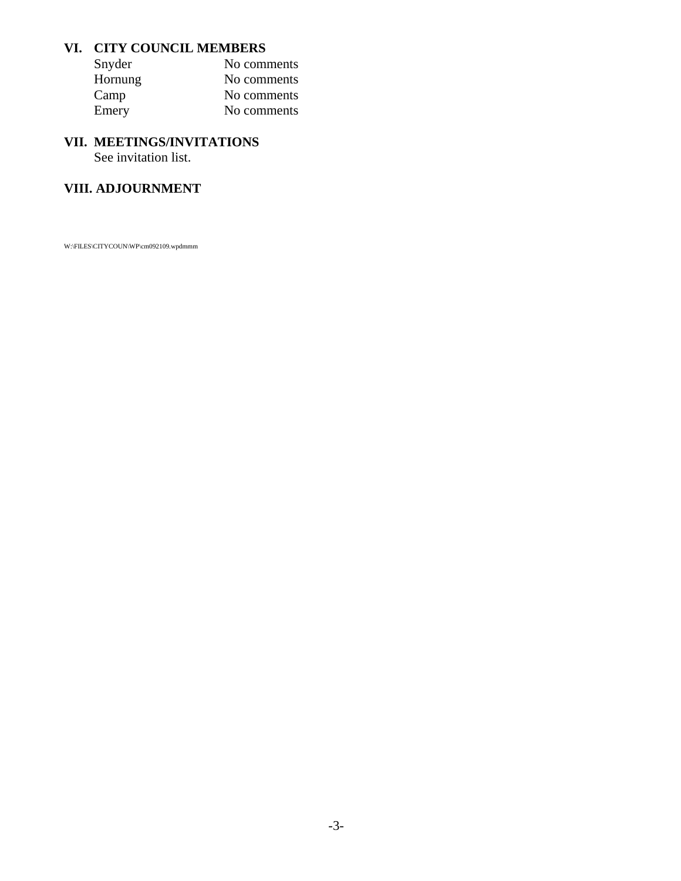## VI. CITY COUNCIL MEMBERS

| | |
|---|---|
| Snyder | No comments |
| Hornung | No comments |
| Camp | No comments |
| Emery | No comments |

## VII. MEETINGS/INVITATIONS

See invitation list.

## VIII. ADJOURNMENT

W:\FILES\CITYCOUN\WP\cm092109.wpdmmm